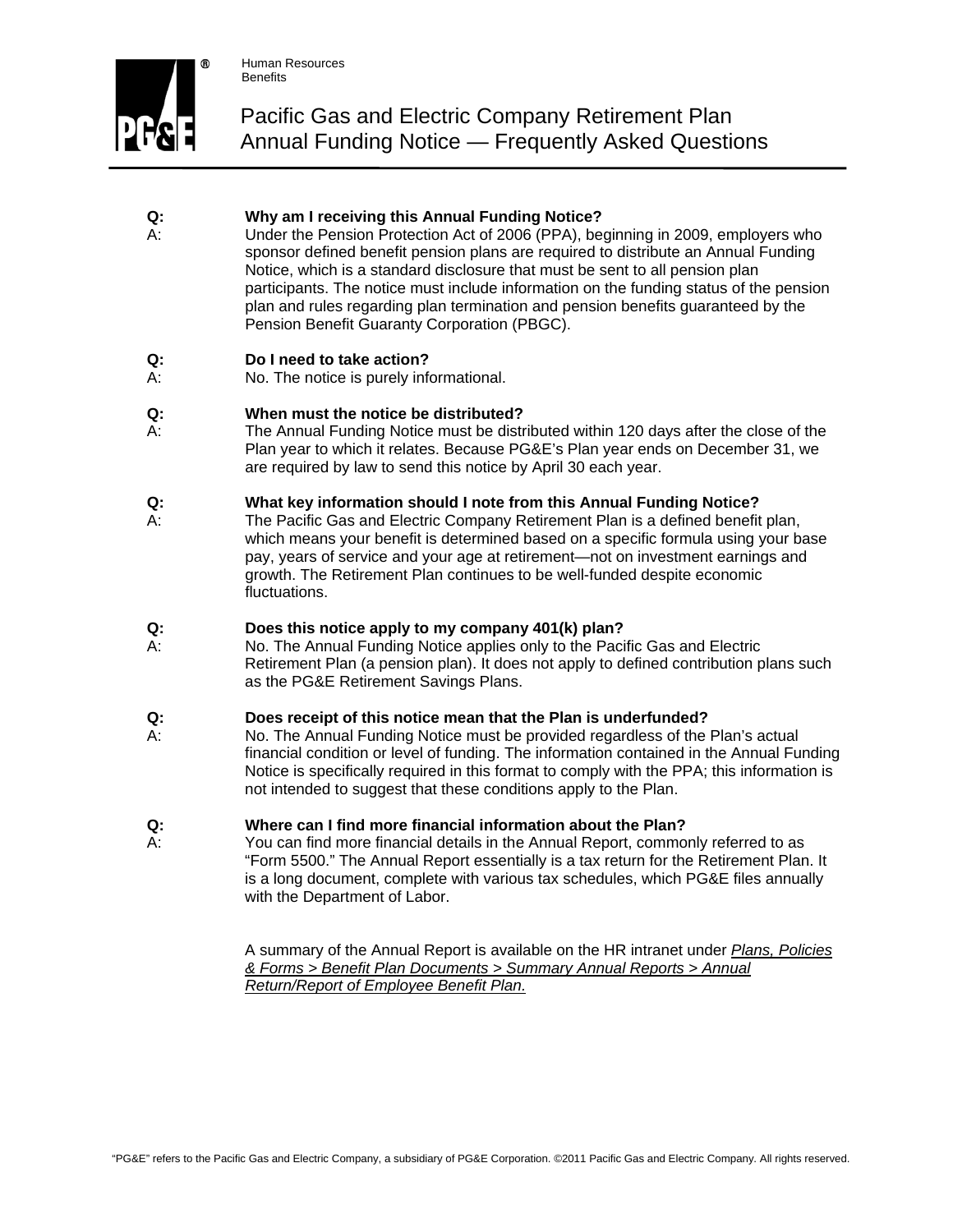Human Resources
Benefits

# Pacific Gas and Electric Company Retirement Plan Annual Funding Notice — Frequently Asked Questions

**Q: Why am I receiving this Annual Funding Notice?**

A: Under the Pension Protection Act of 2006 (PPA), beginning in 2009, employers who sponsor defined benefit pension plans are required to distribute an Annual Funding Notice, which is a standard disclosure that must be sent to all pension plan participants. The notice must include information on the funding status of the pension plan and rules regarding plan termination and pension benefits guaranteed by the Pension Benefit Guaranty Corporation (PBGC).

**Q: Do I need to take action?**

A: No. The notice is purely informational.

**Q: When must the notice be distributed?**

A: The Annual Funding Notice must be distributed within 120 days after the close of the Plan year to which it relates. Because PG&E's Plan year ends on December 31, we are required by law to send this notice by April 30 each year.

**Q: What key information should I note from this Annual Funding Notice?**

A: The Pacific Gas and Electric Company Retirement Plan is a defined benefit plan, which means your benefit is determined based on a specific formula using your base pay, years of service and your age at retirement—not on investment earnings and growth. The Retirement Plan continues to be well-funded despite economic fluctuations.

**Q: Does this notice apply to my company 401(k) plan?**

A: No. The Annual Funding Notice applies only to the Pacific Gas and Electric Retirement Plan (a pension plan). It does not apply to defined contribution plans such as the PG&E Retirement Savings Plans.

**Q: Does receipt of this notice mean that the Plan is underfunded?**

A: No. The Annual Funding Notice must be provided regardless of the Plan's actual financial condition or level of funding. The information contained in the Annual Funding Notice is specifically required in this format to comply with the PPA; this information is not intended to suggest that these conditions apply to the Plan.

**Q: Where can I find more financial information about the Plan?**

A: You can find more financial details in the Annual Report, commonly referred to as "Form 5500." The Annual Report essentially is a tax return for the Retirement Plan. It is a long document, complete with various tax schedules, which PG&E files annually with the Department of Labor.

A summary of the Annual Report is available on the HR intranet under *Plans, Policies & Forms > Benefit Plan Documents > Summary Annual Reports > Annual Return/Report of Employee Benefit Plan.*

"PG&E" refers to the Pacific Gas and Electric Company, a subsidiary of PG&E Corporation. ©2011 Pacific Gas and Electric Company. All rights reserved.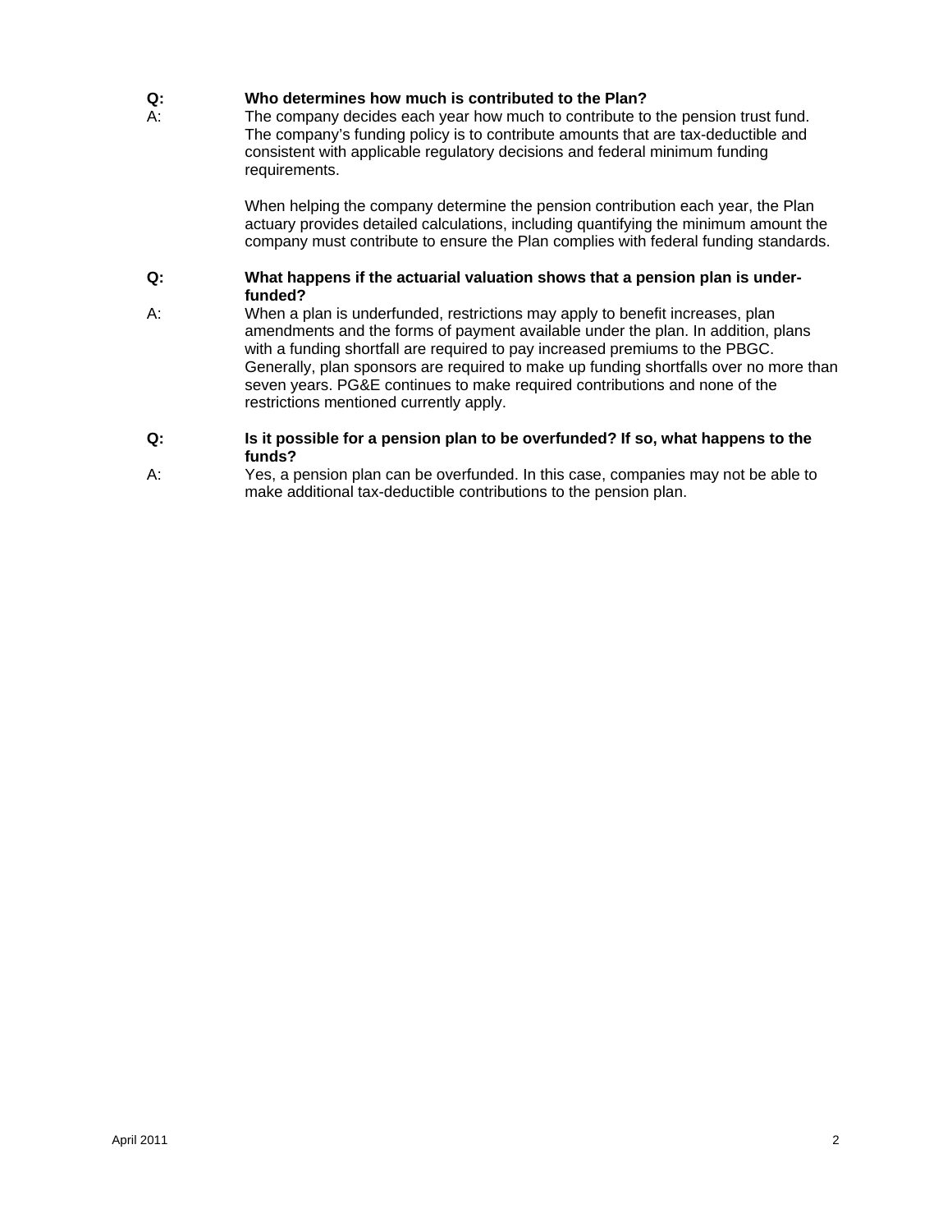**Q:** **Who determines how much is contributed to the Plan?**

A: The company decides each year how much to contribute to the pension trust fund. The company's funding policy is to contribute amounts that are tax-deductible and consistent with applicable regulatory decisions and federal minimum funding requirements.

When helping the company determine the pension contribution each year, the Plan actuary provides detailed calculations, including quantifying the minimum amount the company must contribute to ensure the Plan complies with federal funding standards.

**Q:** **What happens if the actuarial valuation shows that a pension plan is under-funded?**

A: When a plan is underfunded, restrictions may apply to benefit increases, plan amendments and the forms of payment available under the plan. In addition, plans with a funding shortfall are required to pay increased premiums to the PBGC. Generally, plan sponsors are required to make up funding shortfalls over no more than seven years. PG&E continues to make required contributions and none of the restrictions mentioned currently apply.

**Q:** **Is it possible for a pension plan to be overfunded? If so, what happens to the funds?**

A: Yes, a pension plan can be overfunded. In this case, companies may not be able to make additional tax-deductible contributions to the pension plan.

April 2011